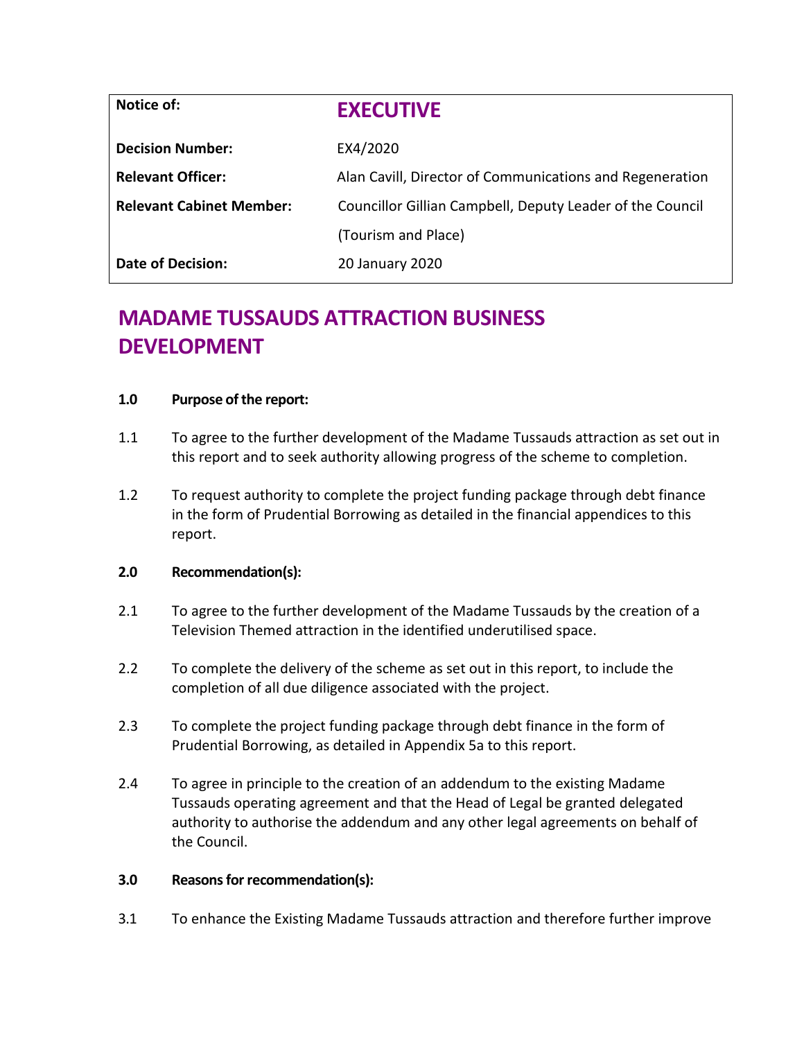| Notice of: | **EXECUTIVE** |
|---|---|
| **Decision Number:** | EX4/2020 |
| **Relevant Officer:** | Alan Cavill, Director of Communications and Regeneration |
| **Relevant Cabinet Member:** | Councillor Gillian Campbell, Deputy Leader of the Council (Tourism and Place) |
| **Date of Decision:** | 20 January 2020 |

# MADAME TUSSAUDS ATTRACTION BUSINESS DEVELOPMENT

**1.0 Purpose of the report:**

1.1 To agree to the further development of the Madame Tussauds attraction as set out in this report and to seek authority allowing progress of the scheme to completion.

1.2 To request authority to complete the project funding package through debt finance in the form of Prudential Borrowing as detailed in the financial appendices to this report.

**2.0 Recommendation(s):**

2.1 To agree to the further development of the Madame Tussauds by the creation of a Television Themed attraction in the identified underutilised space.

2.2 To complete the delivery of the scheme as set out in this report, to include the completion of all due diligence associated with the project.

2.3 To complete the project funding package through debt finance in the form of Prudential Borrowing, as detailed in Appendix 5a to this report.

2.4 To agree in principle to the creation of an addendum to the existing Madame Tussauds operating agreement and that the Head of Legal be granted delegated authority to authorise the addendum and any other legal agreements on behalf of the Council.

**3.0 Reasons for recommendation(s):**

3.1 To enhance the Existing Madame Tussauds attraction and therefore further improve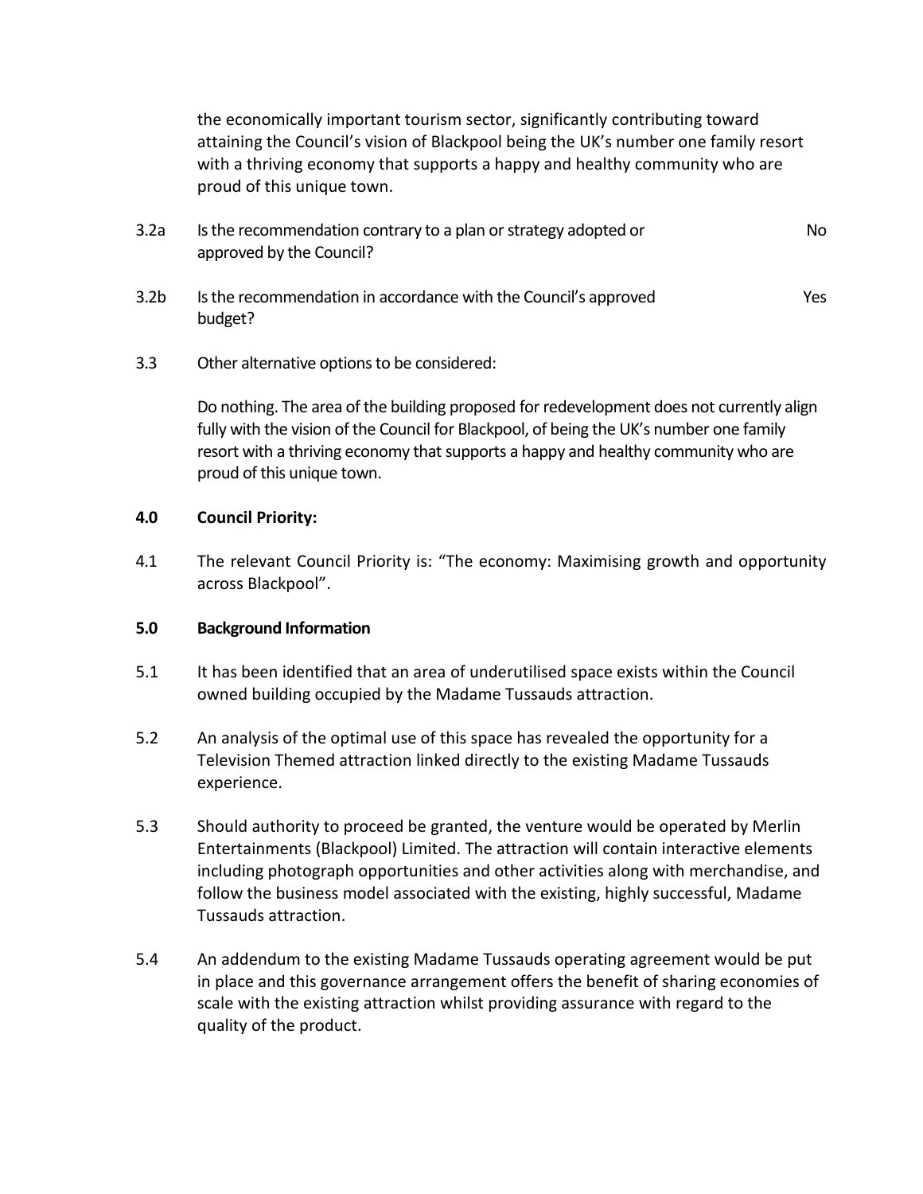the economically important tourism sector, significantly contributing toward attaining the Council's vision of Blackpool being the UK's number one family resort with a thriving economy that supports a happy and healthy community who are proud of this unique town.

| | | |
|---|---|---|
| 3.2a | Is the recommendation contrary to a plan or strategy adopted or approved by the Council? | No |
| 3.2b | Is the recommendation in accordance with the Council's approved budget? | Yes |

3.3 Other alternative options to be considered:

Do nothing. The area of the building proposed for redevelopment does not currently align fully with the vision of the Council for Blackpool, of being the UK's number one family resort with a thriving economy that supports a happy and healthy community who are proud of this unique town.

**4.0 Council Priority:**

4.1 The relevant Council Priority is: "The economy: Maximising growth and opportunity across Blackpool".

**5.0 Background Information**

5.1 It has been identified that an area of underutilised space exists within the Council owned building occupied by the Madame Tussauds attraction.

5.2 An analysis of the optimal use of this space has revealed the opportunity for a Television Themed attraction linked directly to the existing Madame Tussauds experience.

5.3 Should authority to proceed be granted, the venture would be operated by Merlin Entertainments (Blackpool) Limited. The attraction will contain interactive elements including photograph opportunities and other activities along with merchandise, and follow the business model associated with the existing, highly successful, Madame Tussauds attraction.

5.4 An addendum to the existing Madame Tussauds operating agreement would be put in place and this governance arrangement offers the benefit of sharing economies of scale with the existing attraction whilst providing assurance with regard to the quality of the product.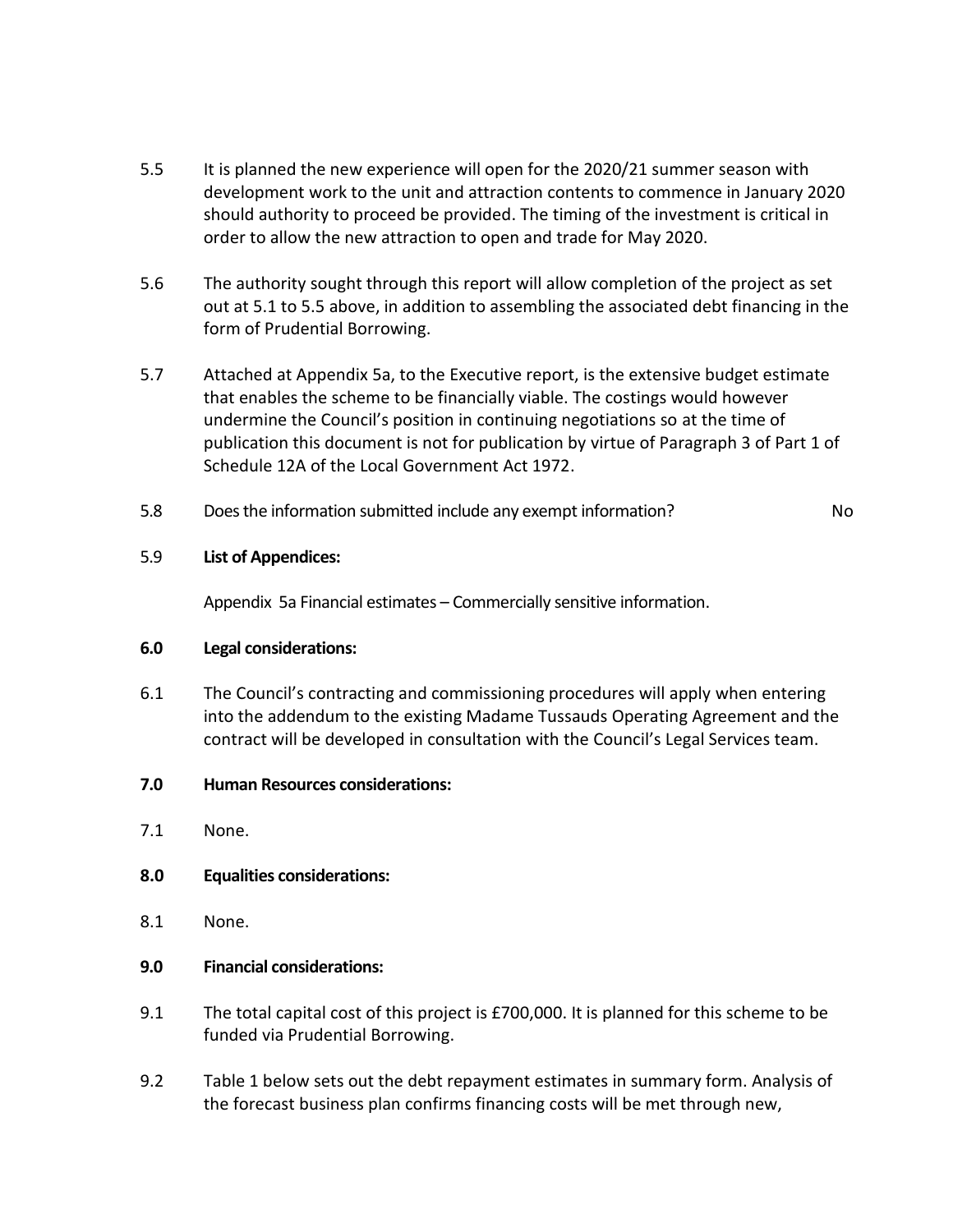5.5 It is planned the new experience will open for the 2020/21 summer season with development work to the unit and attraction contents to commence in January 2020 should authority to proceed be provided. The timing of the investment is critical in order to allow the new attraction to open and trade for May 2020.

5.6 The authority sought through this report will allow completion of the project as set out at 5.1 to 5.5 above, in addition to assembling the associated debt financing in the form of Prudential Borrowing.

5.7 Attached at Appendix 5a, to the Executive report, is the extensive budget estimate that enables the scheme to be financially viable. The costings would however undermine the Council's position in continuing negotiations so at the time of publication this document is not for publication by virtue of Paragraph 3 of Part 1 of Schedule 12A of the Local Government Act 1972.

5.8 Does the information submitted include any exempt information? No

5.9 **List of Appendices:**

Appendix 5a Financial estimates – Commercially sensitive information.

**6.0 Legal considerations:**

6.1 The Council's contracting and commissioning procedures will apply when entering into the addendum to the existing Madame Tussauds Operating Agreement and the contract will be developed in consultation with the Council's Legal Services team.

**7.0 Human Resources considerations:**

7.1 None.

**8.0 Equalities considerations:**

8.1 None.

**9.0 Financial considerations:**

9.1 The total capital cost of this project is £700,000. It is planned for this scheme to be funded via Prudential Borrowing.

9.2 Table 1 below sets out the debt repayment estimates in summary form. Analysis of the forecast business plan confirms financing costs will be met through new,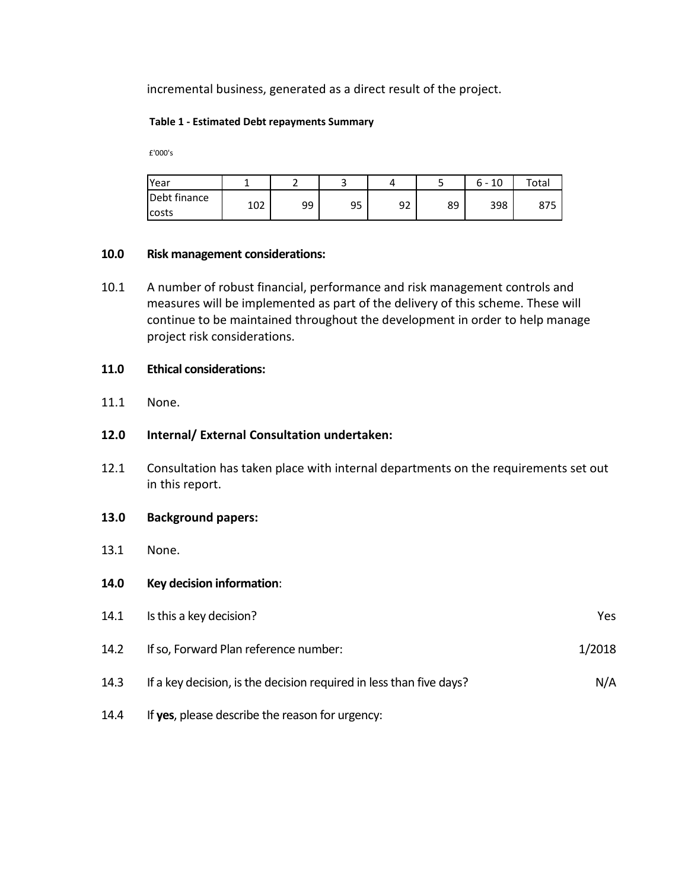incremental business, generated as a direct result of the project.

**Table 1 - Estimated Debt repayments Summary**

£'000's

| Year | 1 | 2 | 3 | 4 | 5 | 6 - 10 | Total |
|---|---|---|---|---|---|---|---|
| Debt finance costs | 102 | 99 | 95 | 92 | 89 | 398 | 875 |

**10.0 Risk management considerations:**

10.1 A number of robust financial, performance and risk management controls and measures will be implemented as part of the delivery of this scheme. These will continue to be maintained throughout the development in order to help manage project risk considerations.

**11.0 Ethical considerations:**

11.1 None.

**12.0 Internal/ External Consultation undertaken:**

12.1 Consultation has taken place with internal departments on the requirements set out in this report.

**13.0 Background papers:**

13.1 None.

**14.0 Key decision information**:

14.1 Is this a key decision? Yes

14.2 If so, Forward Plan reference number: 1/2018

14.3 If a key decision, is the decision required in less than five days? N/A

14.4 If **yes**, please describe the reason for urgency: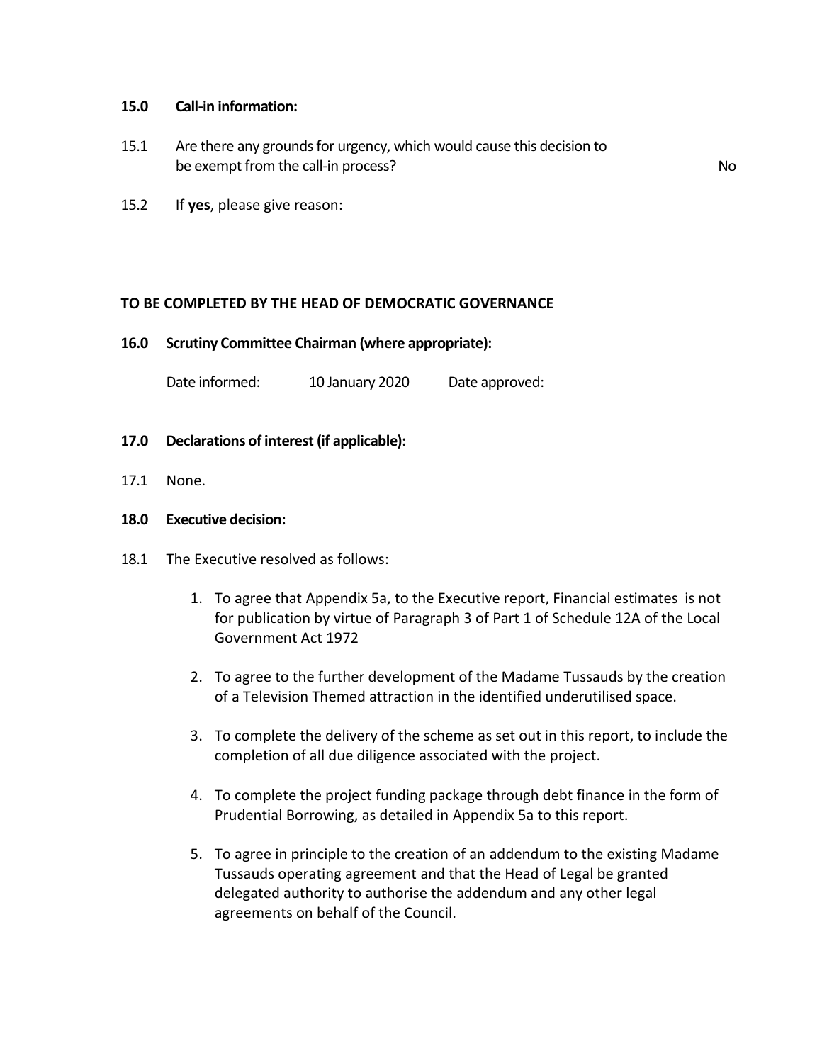**15.0 Call-in information:**

15.1 Are there any grounds for urgency, which would cause this decision to be exempt from the call-in process? No

15.2 If **yes**, please give reason:

**TO BE COMPLETED BY THE HEAD OF DEMOCRATIC GOVERNANCE**

**16.0 Scrutiny Committee Chairman (where appropriate):**

Date informed: 10 January 2020 Date approved:

**17.0 Declarations of interest (if applicable):**

17.1 None.

**18.0 Executive decision:**

18.1 The Executive resolved as follows:

1. To agree that Appendix 5a, to the Executive report, Financial estimates is not for publication by virtue of Paragraph 3 of Part 1 of Schedule 12A of the Local Government Act 1972

2. To agree to the further development of the Madame Tussauds by the creation of a Television Themed attraction in the identified underutilised space.

3. To complete the delivery of the scheme as set out in this report, to include the completion of all due diligence associated with the project.

4. To complete the project funding package through debt finance in the form of Prudential Borrowing, as detailed in Appendix 5a to this report.

5. To agree in principle to the creation of an addendum to the existing Madame Tussauds operating agreement and that the Head of Legal be granted delegated authority to authorise the addendum and any other legal agreements on behalf of the Council.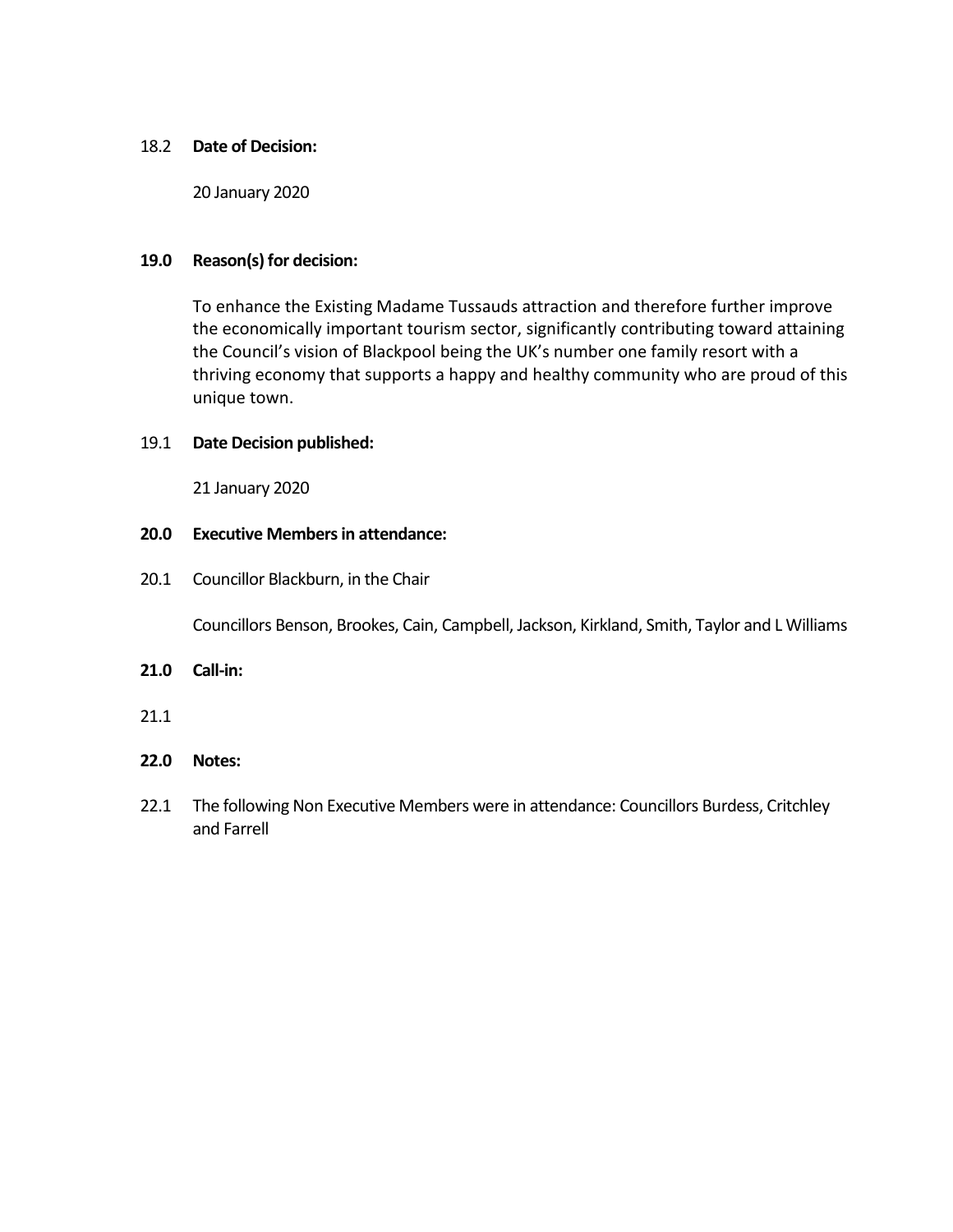18.2 **Date of Decision:**

20 January 2020

**19.0 Reason(s) for decision:**

To enhance the Existing Madame Tussauds attraction and therefore further improve the economically important tourism sector, significantly contributing toward attaining the Council's vision of Blackpool being the UK's number one family resort with a thriving economy that supports a happy and healthy community who are proud of this unique town.

19.1 **Date Decision published:**

21 January 2020

**20.0 Executive Members in attendance:**

20.1 Councillor Blackburn, in the Chair

Councillors Benson, Brookes, Cain, Campbell, Jackson, Kirkland, Smith, Taylor and L Williams

**21.0 Call-in:**

21.1

**22.0 Notes:**

22.1 The following Non Executive Members were in attendance: Councillors Burdess, Critchley and Farrell